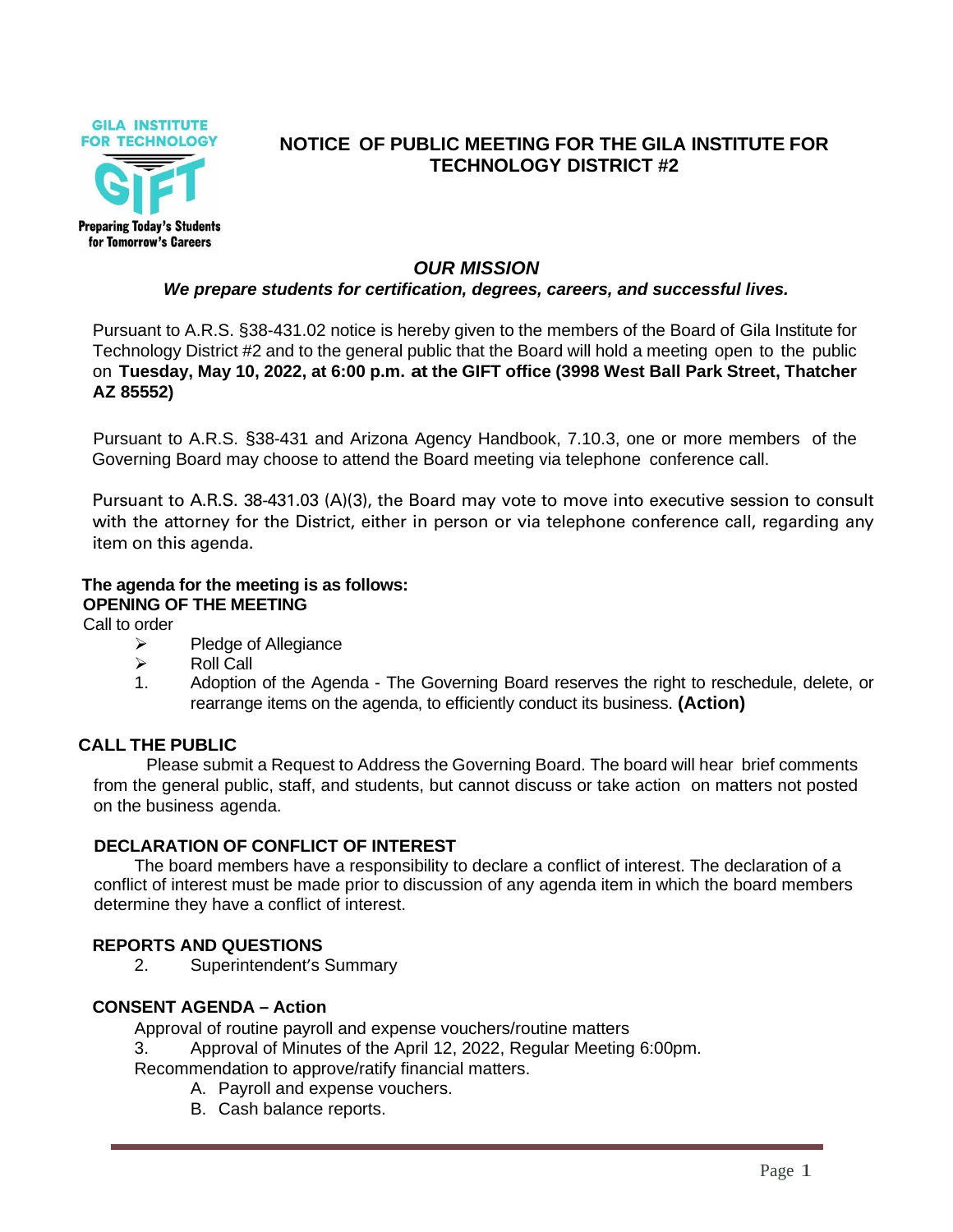GILA INSTITUTE FOR TECHNOLOGY

GIFT

Preparing Today's Students for Tomorrow's Careers

# NOTICE OF PUBLIC MEETING FOR THE GILA INSTITUTE FOR TECHNOLOGY DISTRICT #2

## *OUR MISSION*

***We prepare students for certification, degrees, careers, and successful lives.***

Pursuant to A.R.S. §38-431.02 notice is hereby given to the members of the Board of Gila Institute for Technology District #2 and to the general public that the Board will hold a meeting open to the public on **Tuesday, May 10, 2022, at 6:00 p.m. at the GIFT office (3998 West Ball Park Street, Thatcher AZ 85552)**

Pursuant to A.R.S. §38-431 and Arizona Agency Handbook, 7.10.3, one or more members of the Governing Board may choose to attend the Board meeting via telephone conference call.

Pursuant to A.R.S. 38-431.03 (A)(3), the Board may vote to move into executive session to consult with the attorney for the District, either in person or via telephone conference call, regarding any item on this agenda.

**The agenda for the meeting is as follows:**

**OPENING OF THE MEETING**

Call to order

- Pledge of Allegiance
- Roll Call

1. Adoption of the Agenda - The Governing Board reserves the right to reschedule, delete, or rearrange items on the agenda, to efficiently conduct its business. **(Action)**

**CALL THE PUBLIC**

Please submit a Request to Address the Governing Board. The board will hear brief comments from the general public, staff, and students, but cannot discuss or take action on matters not posted on the business agenda.

**DECLARATION OF CONFLICT OF INTEREST**

The board members have a responsibility to declare a conflict of interest. The declaration of a conflict of interest must be made prior to discussion of any agenda item in which the board members determine they have a conflict of interest.

**REPORTS AND QUESTIONS**

2. Superintendent's Summary

**CONSENT AGENDA – Action**

Approval of routine payroll and expense vouchers/routine matters

3. Approval of Minutes of the April 12, 2022, Regular Meeting 6:00pm.

Recommendation to approve/ratify financial matters.

A. Payroll and expense vouchers.
B. Cash balance reports.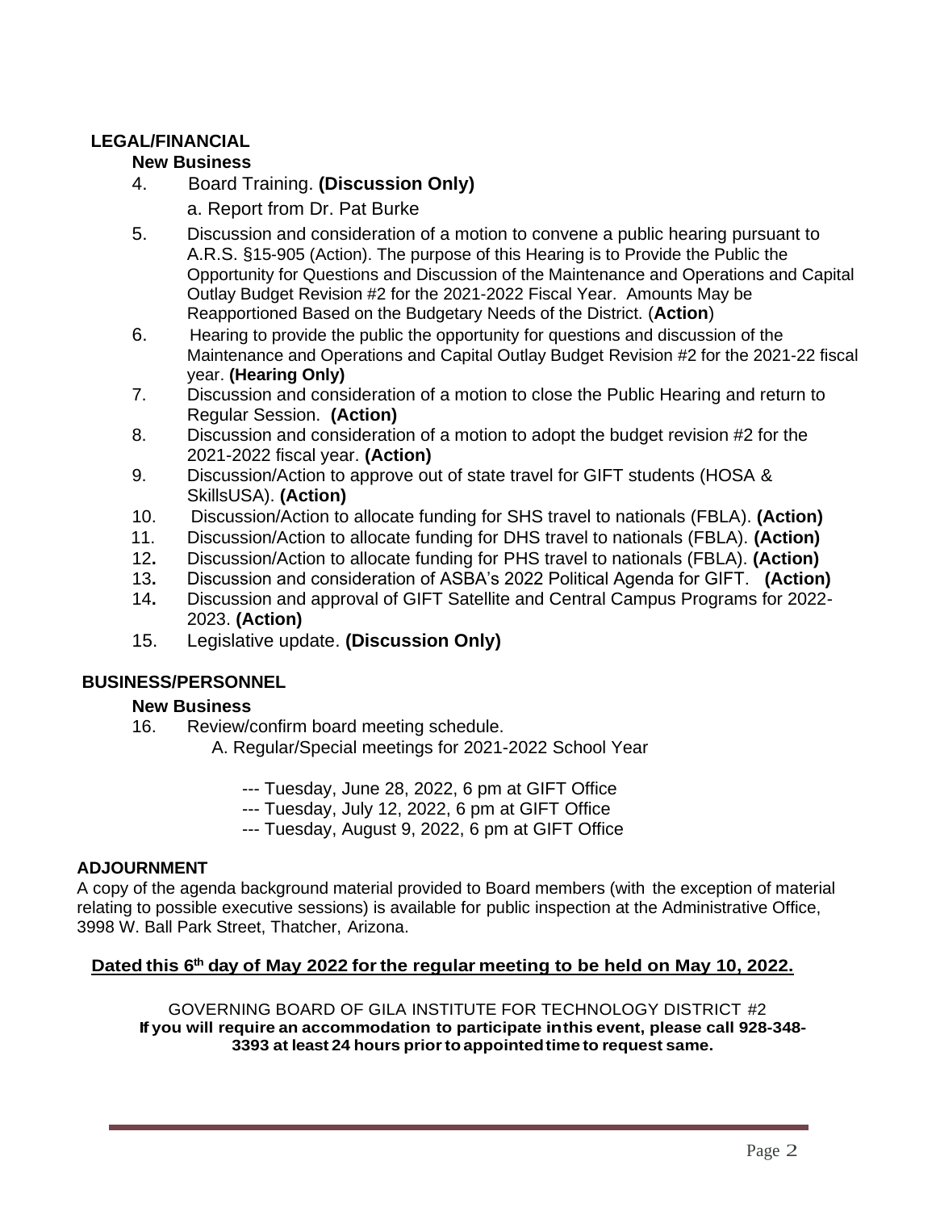## LEGAL/FINANCIAL

### New Business

4. Board Training. **(Discussion Only)**
   a. Report from Dr. Pat Burke
5. Discussion and consideration of a motion to convene a public hearing pursuant to A.R.S. §15-905 (Action). The purpose of this Hearing is to Provide the Public the Opportunity for Questions and Discussion of the Maintenance and Operations and Capital Outlay Budget Revision #2 for the 2021-2022 Fiscal Year. Amounts May be Reapportioned Based on the Budgetary Needs of the District. (**Action**)
6. Hearing to provide the public the opportunity for questions and discussion of the Maintenance and Operations and Capital Outlay Budget Revision #2 for the 2021-22 fiscal year. **(Hearing Only)**
7. Discussion and consideration of a motion to close the Public Hearing and return to Regular Session. **(Action)**
8. Discussion and consideration of a motion to adopt the budget revision #2 for the 2021-2022 fiscal year. **(Action)**
9. Discussion/Action to approve out of state travel for GIFT students (HOSA & SkillsUSA). **(Action)**
10. Discussion/Action to allocate funding for SHS travel to nationals (FBLA). **(Action)**
11. Discussion/Action to allocate funding for DHS travel to nationals (FBLA). **(Action)**
12. Discussion/Action to allocate funding for PHS travel to nationals (FBLA). **(Action)**
13. Discussion and consideration of ASBA's 2022 Political Agenda for GIFT. **(Action)**
14. Discussion and approval of GIFT Satellite and Central Campus Programs for 2022-2023. **(Action)**
15. Legislative update. **(Discussion Only)**

## BUSINESS/PERSONNEL

### New Business

16. Review/confirm board meeting schedule.
    A. Regular/Special meetings for 2021-2022 School Year

    --- Tuesday, June 28, 2022, 6 pm at GIFT Office
    --- Tuesday, July 12, 2022, 6 pm at GIFT Office
    --- Tuesday, August 9, 2022, 6 pm at GIFT Office

## ADJOURNMENT

A copy of the agenda background material provided to Board members (with the exception of material relating to possible executive sessions) is available for public inspection at the Administrative Office, 3998 W. Ball Park Street, Thatcher, Arizona.

**Dated this 6th day of May 2022 for the regular meeting to be held on May 10, 2022.**

GOVERNING BOARD OF GILA INSTITUTE FOR TECHNOLOGY DISTRICT #2
**If you will require an accommodation to participate in this event, please call 928-348-3393 at least 24 hours prior to appointed time to request same.**